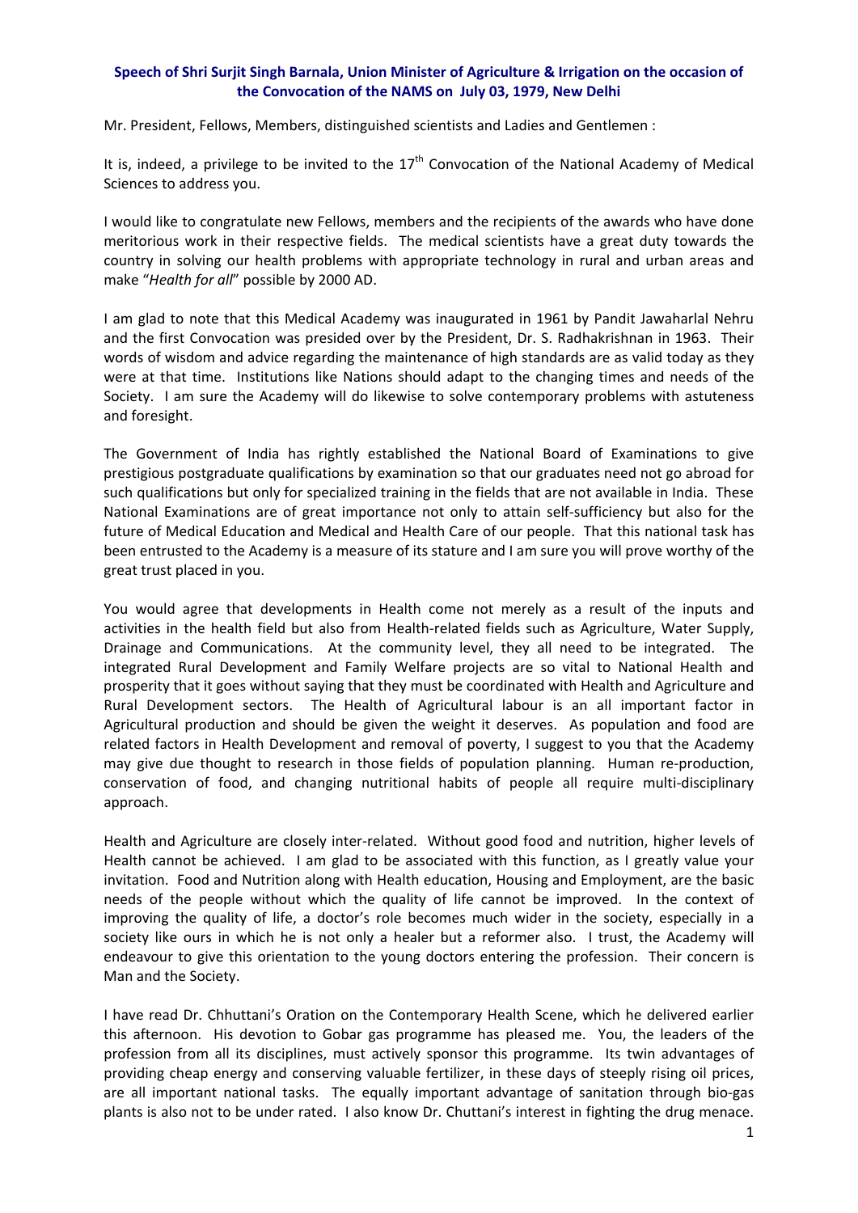**Speech of Shri Surjit Singh Barnala, Union Minister of Agriculture & Irrigation on the occasion of the Convocation of the NAMS on July 03, 1979, New Delhi**

Mr. President, Fellows, Members, distinguished scientists and Ladies and Gentlemen :

It is, indeed, a privilege to be invited to the 17th Convocation of the National Academy of Medical Sciences to address you.

I would like to congratulate new Fellows, members and the recipients of the awards who have done meritorious work in their respective fields. The medical scientists have a great duty towards the country in solving our health problems with appropriate technology in rural and urban areas and make "*Health for all*" possible by 2000 AD.

I am glad to note that this Medical Academy was inaugurated in 1961 by Pandit Jawaharlal Nehru and the first Convocation was presided over by the President, Dr. S. Radhakrishnan in 1963. Their words of wisdom and advice regarding the maintenance of high standards are as valid today as they were at that time. Institutions like Nations should adapt to the changing times and needs of the Society. I am sure the Academy will do likewise to solve contemporary problems with astuteness and foresight.

The Government of India has rightly established the National Board of Examinations to give prestigious postgraduate qualifications by examination so that our graduates need not go abroad for such qualifications but only for specialized training in the fields that are not available in India. These National Examinations are of great importance not only to attain self-sufficiency but also for the future of Medical Education and Medical and Health Care of our people. That this national task has been entrusted to the Academy is a measure of its stature and I am sure you will prove worthy of the great trust placed in you.

You would agree that developments in Health come not merely as a result of the inputs and activities in the health field but also from Health-related fields such as Agriculture, Water Supply, Drainage and Communications. At the community level, they all need to be integrated. The integrated Rural Development and Family Welfare projects are so vital to National Health and prosperity that it goes without saying that they must be coordinated with Health and Agriculture and Rural Development sectors. The Health of Agricultural labour is an all important factor in Agricultural production and should be given the weight it deserves. As population and food are related factors in Health Development and removal of poverty, I suggest to you that the Academy may give due thought to research in those fields of population planning. Human re-production, conservation of food, and changing nutritional habits of people all require multi-disciplinary approach.

Health and Agriculture are closely inter-related. Without good food and nutrition, higher levels of Health cannot be achieved. I am glad to be associated with this function, as I greatly value your invitation. Food and Nutrition along with Health education, Housing and Employment, are the basic needs of the people without which the quality of life cannot be improved. In the context of improving the quality of life, a doctor's role becomes much wider in the society, especially in a society like ours in which he is not only a healer but a reformer also. I trust, the Academy will endeavour to give this orientation to the young doctors entering the profession. Their concern is Man and the Society.

I have read Dr. Chhuttani's Oration on the Contemporary Health Scene, which he delivered earlier this afternoon. His devotion to Gobar gas programme has pleased me. You, the leaders of the profession from all its disciplines, must actively sponsor this programme. Its twin advantages of providing cheap energy and conserving valuable fertilizer, in these days of steeply rising oil prices, are all important national tasks. The equally important advantage of sanitation through bio-gas plants is also not to be under rated. I also know Dr. Chuttani's interest in fighting the drug menace.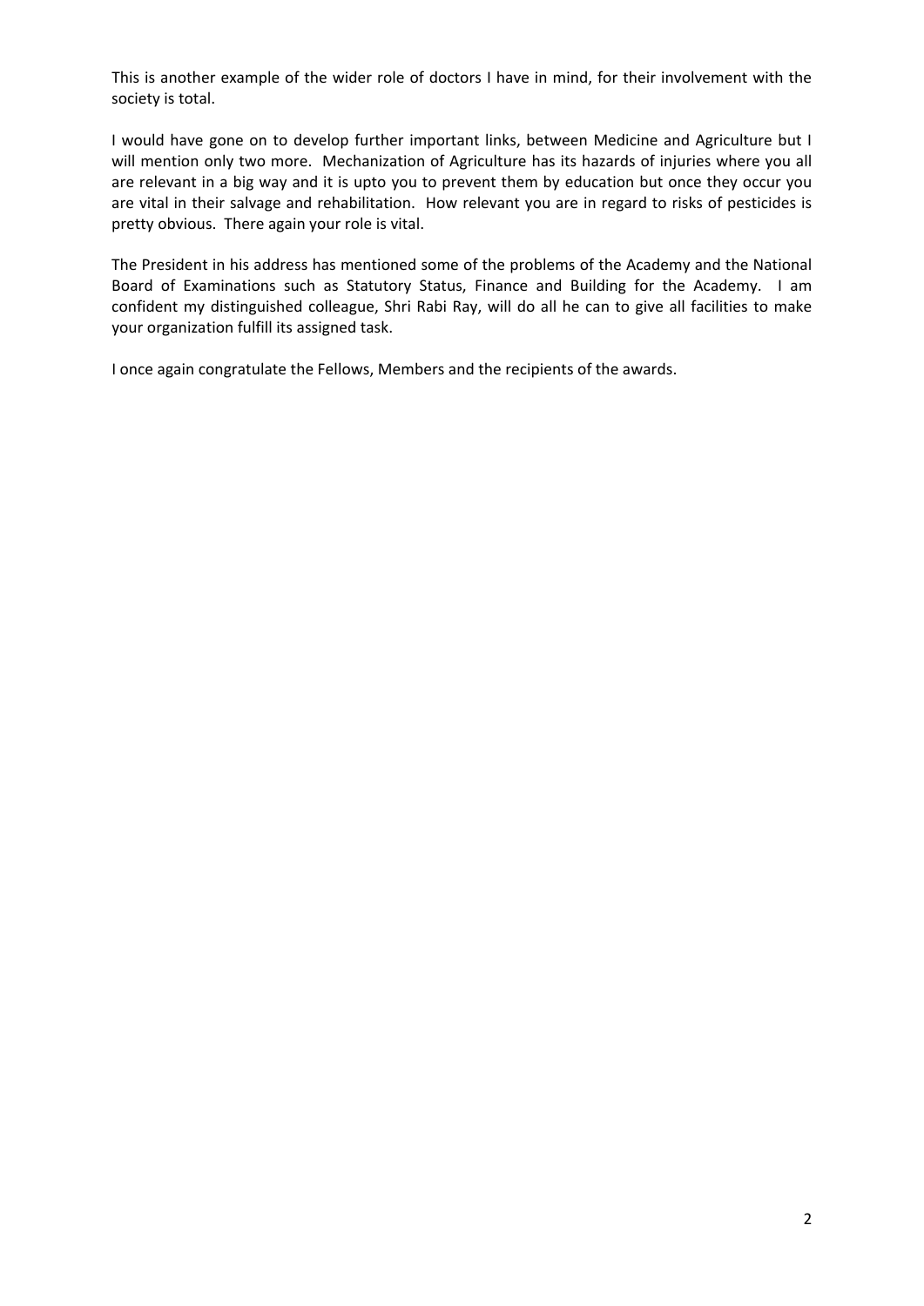This is another example of the wider role of doctors I have in mind, for their involvement with the society is total.

I would have gone on to develop further important links, between Medicine and Agriculture but I will mention only two more. Mechanization of Agriculture has its hazards of injuries where you all are relevant in a big way and it is upto you to prevent them by education but once they occur you are vital in their salvage and rehabilitation. How relevant you are in regard to risks of pesticides is pretty obvious. There again your role is vital.

The President in his address has mentioned some of the problems of the Academy and the National Board of Examinations such as Statutory Status, Finance and Building for the Academy. I am confident my distinguished colleague, Shri Rabi Ray, will do all he can to give all facilities to make your organization fulfill its assigned task.

I once again congratulate the Fellows, Members and the recipients of the awards.